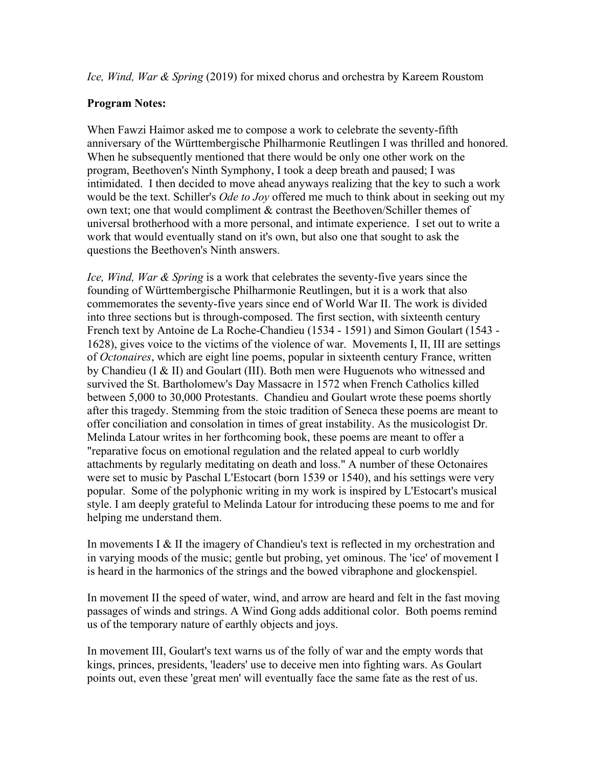*Ice, Wind, War & Spring* (2019) for mixed chorus and orchestra by Kareem Roustom

**Program Notes:**

When Fawzi Haimor asked me to compose a work to celebrate the seventy-fifth anniversary of the Württembergische Philharmonie Reutlingen I was thrilled and honored. When he subsequently mentioned that there would be only one other work on the program, Beethoven's Ninth Symphony, I took a deep breath and paused; I was intimidated. I then decided to move ahead anyways realizing that the key to such a work would be the text. Schiller's *Ode to Joy* offered me much to think about in seeking out my own text; one that would compliment & contrast the Beethoven/Schiller themes of universal brotherhood with a more personal, and intimate experience. I set out to write a work that would eventually stand on it's own, but also one that sought to ask the questions the Beethoven's Ninth answers.

*Ice, Wind, War & Spring* is a work that celebrates the seventy-five years since the founding of Württembergische Philharmonie Reutlingen, but it is a work that also commemorates the seventy-five years since end of World War II. The work is divided into three sections but is through-composed. The first section, with sixteenth century French text by Antoine de La Roche-Chandieu (1534 - 1591) and Simon Goulart (1543 - 1628), gives voice to the victims of the violence of war. Movements I, II, III are settings of *Octonaires*, which are eight line poems, popular in sixteenth century France, written by Chandieu (I & II) and Goulart (III). Both men were Huguenots who witnessed and survived the St. Bartholomew's Day Massacre in 1572 when French Catholics killed between 5,000 to 30,000 Protestants. Chandieu and Goulart wrote these poems shortly after this tragedy. Stemming from the stoic tradition of Seneca these poems are meant to offer conciliation and consolation in times of great instability. As the musicologist Dr. Melinda Latour writes in her forthcoming book, these poems are meant to offer a "reparative focus on emotional regulation and the related appeal to curb worldly attachments by regularly meditating on death and loss." A number of these Octonaires were set to music by Paschal L'Estocart (born 1539 or 1540), and his settings were very popular. Some of the polyphonic writing in my work is inspired by L'Estocart's musical style. I am deeply grateful to Melinda Latour for introducing these poems to me and for helping me understand them.

In movements I & II the imagery of Chandieu's text is reflected in my orchestration and in varying moods of the music; gentle but probing, yet ominous. The 'ice' of movement I is heard in the harmonics of the strings and the bowed vibraphone and glockenspiel.

In movement II the speed of water, wind, and arrow are heard and felt in the fast moving passages of winds and strings. A Wind Gong adds additional color. Both poems remind us of the temporary nature of earthly objects and joys.

In movement III, Goulart's text warns us of the folly of war and the empty words that kings, princes, presidents, 'leaders' use to deceive men into fighting wars. As Goulart points out, even these 'great men' will eventually face the same fate as the rest of us.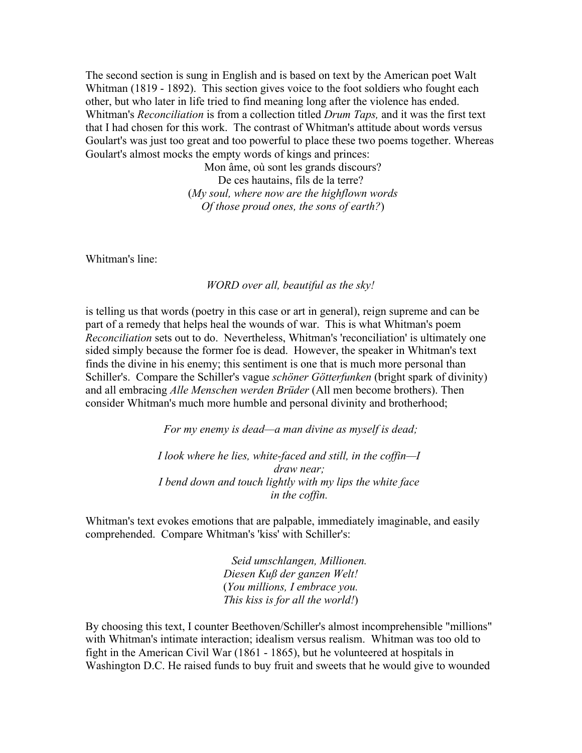The second section is sung in English and is based on text by the American poet Walt Whitman (1819 - 1892). This section gives voice to the foot soldiers who fought each other, but who later in life tried to find meaning long after the violence has ended. Whitman's *Reconciliation* is from a collection titled *Drum Taps,* and it was the first text that I had chosen for this work. The contrast of Whitman's attitude about words versus Goulart's was just too great and too powerful to place these two poems together. Whereas Goulart's almost mocks the empty words of kings and princes:

Mon âme, où sont les grands discours?
De ces hautains, fils de la terre?
(*My soul, where now are the highflown words
Of those proud ones, the sons of earth?*)

Whitman's line:

*WORD over all, beautiful as the sky!*

is telling us that words (poetry in this case or art in general), reign supreme and can be part of a remedy that helps heal the wounds of war. This is what Whitman's poem *Reconciliation* sets out to do. Nevertheless, Whitman's 'reconciliation' is ultimately one sided simply because the former foe is dead. However, the speaker in Whitman's text finds the divine in his enemy; this sentiment is one that is much more personal than Schiller's. Compare the Schiller's vague *schöner Götterfunken* (bright spark of divinity) and all embracing *Alle Menschen werden Brüder* (All men become brothers). Then consider Whitman's much more humble and personal divinity and brotherhood;

*For my enemy is dead—a man divine as myself is dead;*

*I look where he lies, white-faced and still, in the coffin—I draw near;*
*I bend down and touch lightly with my lips the white face in the coffin.*

Whitman's text evokes emotions that are palpable, immediately imaginable, and easily comprehended. Compare Whitman's 'kiss' with Schiller's:

*Seid umschlangen, Millionen.*
*Diesen Kuß der ganzen Welt!*
(*You millions, I embrace you.*
*This kiss is for all the world!*)

By choosing this text, I counter Beethoven/Schiller's almost incomprehensible "millions" with Whitman's intimate interaction; idealism versus realism. Whitman was too old to fight in the American Civil War (1861 - 1865), but he volunteered at hospitals in Washington D.C. He raised funds to buy fruit and sweets that he would give to wounded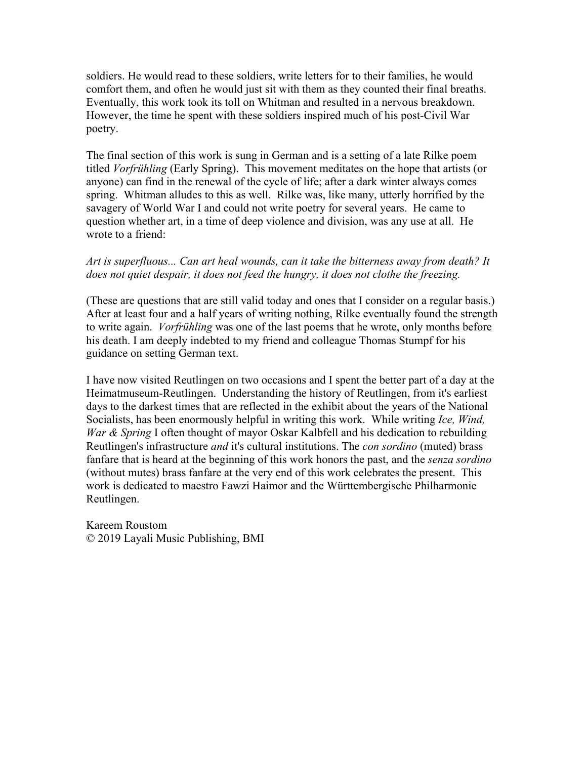soldiers. He would read to these soldiers, write letters for to their families, he would comfort them, and often he would just sit with them as they counted their final breaths. Eventually, this work took its toll on Whitman and resulted in a nervous breakdown. However, the time he spent with these soldiers inspired much of his post-Civil War poetry.

The final section of this work is sung in German and is a setting of a late Rilke poem titled *Vorfrühling* (Early Spring). This movement meditates on the hope that artists (or anyone) can find in the renewal of the cycle of life; after a dark winter always comes spring. Whitman alludes to this as well. Rilke was, like many, utterly horrified by the savagery of World War I and could not write poetry for several years. He came to question whether art, in a time of deep violence and division, was any use at all. He wrote to a friend:

*Art is superfluous... Can art heal wounds, can it take the bitterness away from death? It does not quiet despair, it does not feed the hungry, it does not clothe the freezing.*

(These are questions that are still valid today and ones that I consider on a regular basis.) After at least four and a half years of writing nothing, Rilke eventually found the strength to write again. *Vorfrühling* was one of the last poems that he wrote, only months before his death. I am deeply indebted to my friend and colleague Thomas Stumpf for his guidance on setting German text.

I have now visited Reutlingen on two occasions and I spent the better part of a day at the Heimatmuseum-Reutlingen. Understanding the history of Reutlingen, from it's earliest days to the darkest times that are reflected in the exhibit about the years of the National Socialists, has been enormously helpful in writing this work. While writing *Ice, Wind, War & Spring* I often thought of mayor Oskar Kalbfell and his dedication to rebuilding Reutlingen's infrastructure *and* it's cultural institutions. The *con sordino* (muted) brass fanfare that is heard at the beginning of this work honors the past, and the *senza sordino* (without mutes) brass fanfare at the very end of this work celebrates the present. This work is dedicated to maestro Fawzi Haimor and the Württembergische Philharmonie Reutlingen.

Kareem Roustom
© 2019 Layali Music Publishing, BMI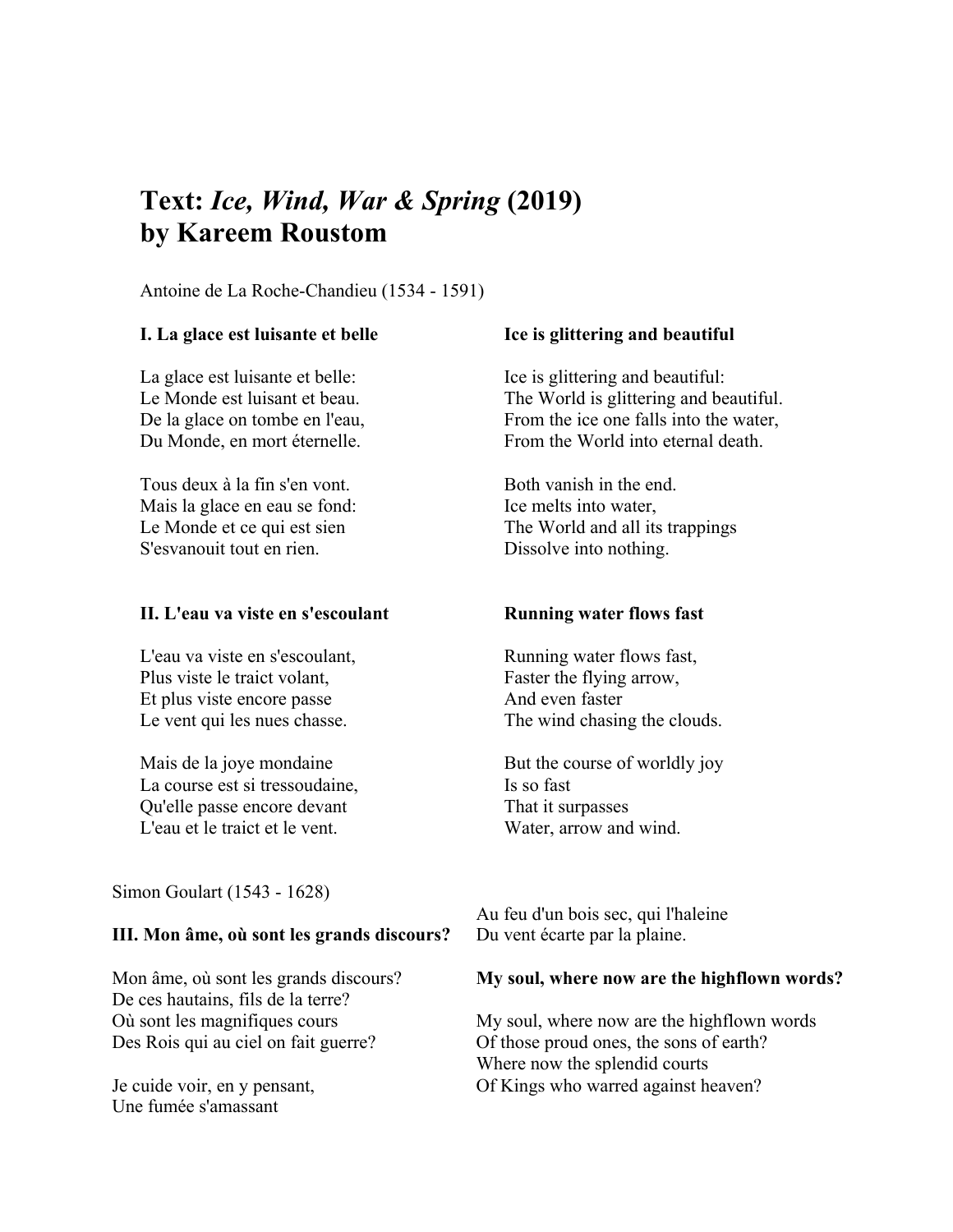## Text: *Ice, Wind, War & Spring* (2019) by Kareem Roustom

Antoine de La Roche-Chandieu (1534 - 1591)

**I. La glace est luisante et belle**

La glace est luisante et belle:
Le Monde est luisant et beau.
De la glace on tombe en l'eau,
Du Monde, en mort éternelle.

Tous deux à la fin s'en vont.
Mais la glace en eau se fond:
Le Monde et ce qui est sien
S'esvanouit tout en rien.

**Ice is glittering and beautiful**

Ice is glittering and beautiful:
The World is glittering and beautiful.
From the ice one falls into the water,
From the World into eternal death.

Both vanish in the end.
Ice melts into water,
The World and all its trappings
Dissolve into nothing.

**II. L'eau va viste en s'escoulant**

L'eau va viste en s'escoulant,
Plus viste le traict volant,
Et plus viste encore passe
Le vent qui les nues chasse.

Mais de la joye mondaine
La course est si tressoudaine,
Qu'elle passe encore devant
L'eau et le traict et le vent.

**Running water flows fast**

Running water flows fast,
Faster the flying arrow,
And even faster
The wind chasing the clouds.

But the course of worldly joy
Is so fast
That it surpasses
Water, arrow and wind.

Simon Goulart (1543 - 1628)

**III. Mon âme, où sont les grands discours?**

Mon âme, où sont les grands discours?
De ces hautains, fils de la terre?
Où sont les magnifiques cours
Des Rois qui au ciel on fait guerre?

Je cuide voir, en y pensant,
Une fumée s'amassant
Au feu d'un bois sec, qui l'haleine
Du vent écarte par la plaine.

**My soul, where now are the highflown words?**

My soul, where now are the highflown words
Of those proud ones, the sons of earth?
Where now the splendid courts
Of Kings who warred against heaven?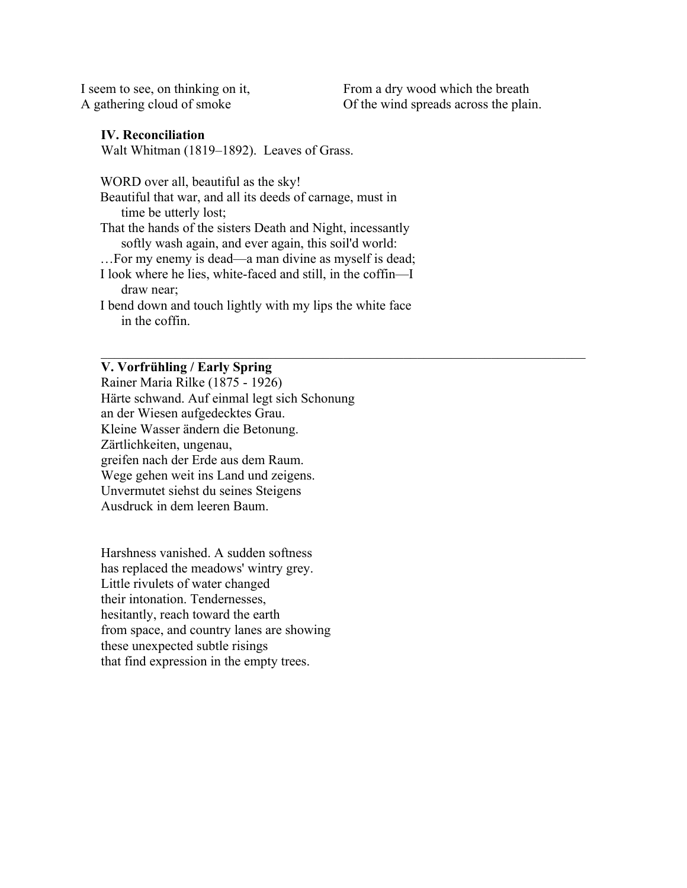I seem to see, on thinking on it,
A gathering cloud of smoke

From a dry wood which the breath
Of the wind spreads across the plain.

### IV. Reconciliation

Walt Whitman (1819–1892). Leaves of Grass.

WORD over all, beautiful as the sky!
Beautiful that war, and all its deeds of carnage, must in
time be utterly lost;
That the hands of the sisters Death and Night, incessantly
softly wash again, and ever again, this soil'd world:
…For my enemy is dead—a man divine as myself is dead;
I look where he lies, white-faced and still, in the coffin—I
draw near;
I bend down and touch lightly with my lips the white face
in the coffin.

---

### V. Vorfrühling / Early Spring

Rainer Maria Rilke (1875 - 1926)
Härte schwand. Auf einmal legt sich Schonung
an der Wiesen aufgedecktes Grau.
Kleine Wasser ändern die Betonung.
Zärtlichkeiten, ungenau,
greifen nach der Erde aus dem Raum.
Wege gehen weit ins Land und zeigens.
Unvermutet siehst du seines Steigens
Ausdruck in dem leeren Baum.

Harshness vanished. A sudden softness
has replaced the meadows' wintry grey.
Little rivulets of water changed
their intonation. Tendernesses,
hesitantly, reach toward the earth
from space, and country lanes are showing
these unexpected subtle risings
that find expression in the empty trees.